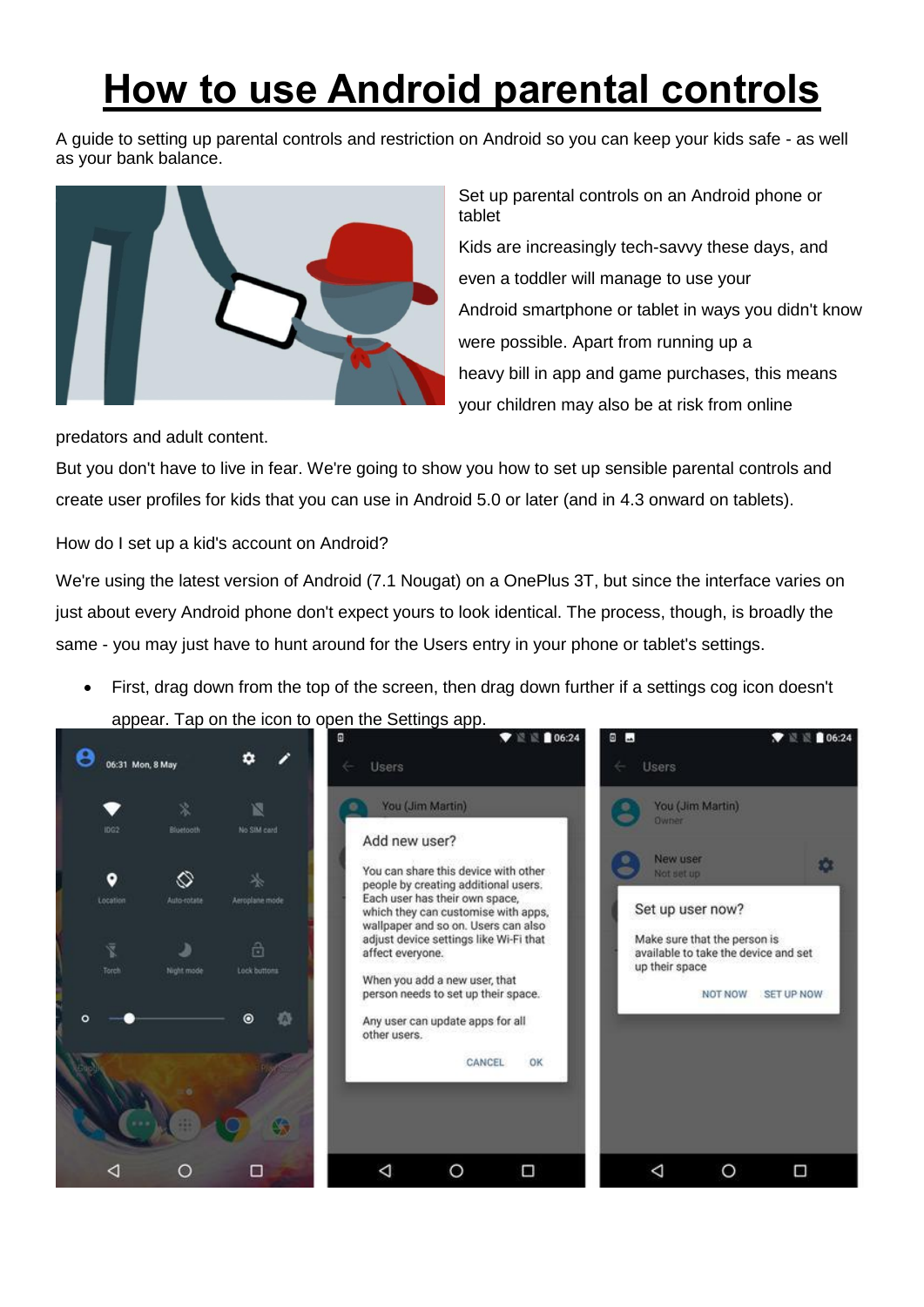# How to use Android parental controls

A guide to setting up parental controls and restriction on Android so you can keep your kids safe - as well as your bank balance.

Set up parental controls on an Android phone or tablet

Kids are increasingly tech-savvy these days, and even a toddler will manage to use your Android smartphone or tablet in ways you didn't know were possible. Apart from running up a heavy bill in app and game purchases, this means your children may also be at risk from online predators and adult content.

But you don't have to live in fear. We're going to show you how to set up sensible parental controls and create user profiles for kids that you can use in Android 5.0 or later (and in 4.3 onward on tablets).

How do I set up a kid's account on Android?

We're using the latest version of Android (7.1 Nougat) on a OnePlus 3T, but since the interface varies on just about every Android phone don't expect yours to look identical. The process, though, is broadly the same - you may just have to hunt around for the Users entry in your phone or tablet's settings.

- First, drag down from the top of the screen, then drag down further if a settings cog icon doesn't appear. Tap on the icon to open the Settings app.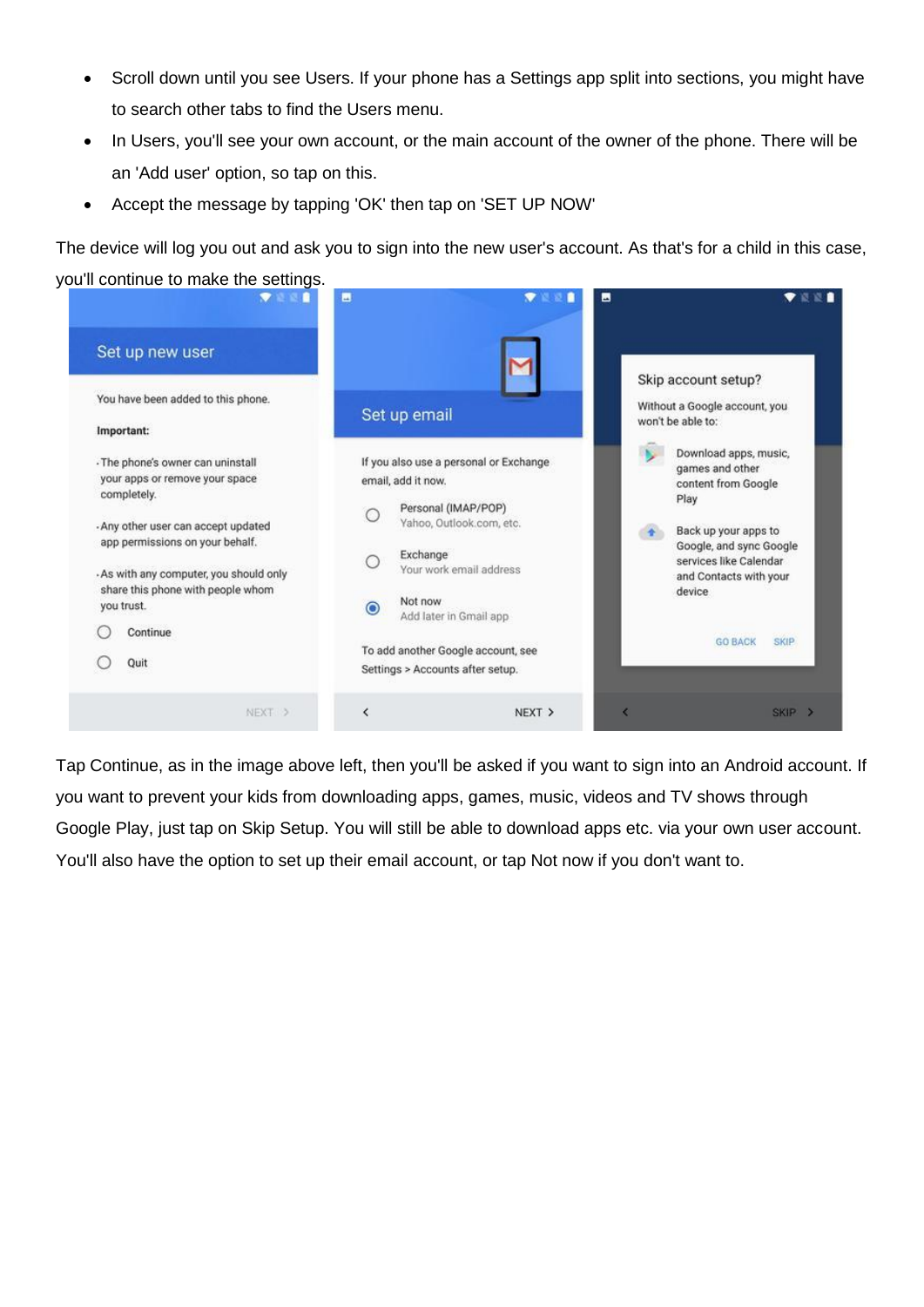- Scroll down until you see Users. If your phone has a Settings app split into sections, you might have to search other tabs to find the Users menu.
- In Users, you'll see your own account, or the main account of the owner of the phone. There will be an 'Add user' option, so tap on this.
- Accept the message by tapping 'OK' then tap on 'SET UP NOW'

The device will log you out and ask you to sign into the new user's account. As that's for a child in this case, you'll continue to make the settings.

Tap Continue, as in the image above left, then you'll be asked if you want to sign into an Android account. If you want to prevent your kids from downloading apps, games, music, videos and TV shows through Google Play, just tap on Skip Setup. You will still be able to download apps etc. via your own user account. You'll also have the option to set up their email account, or tap Not now if you don't want to.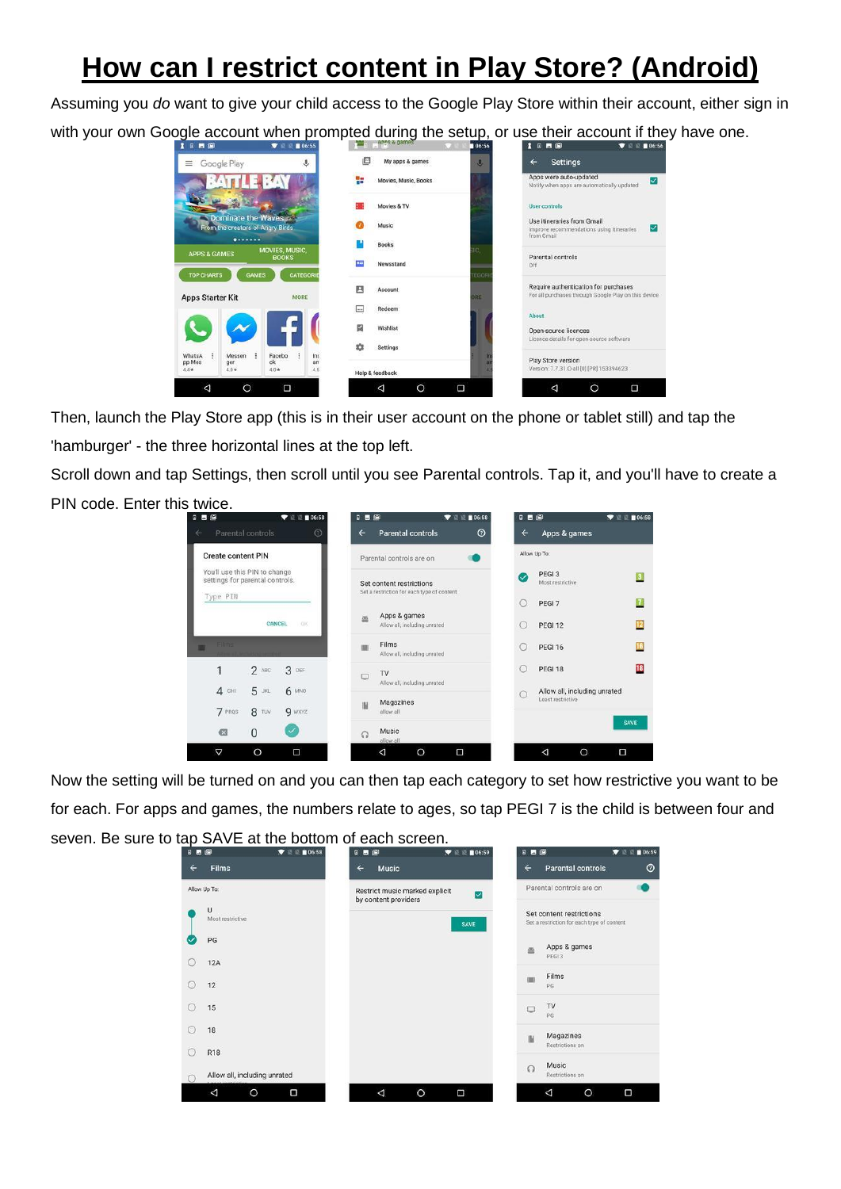# How can I restrict content in Play Store? (Android)

Assuming you *do* want to give your child access to the Google Play Store within their account, either sign in with your own Google account when prompted during the setup, or use their account if they have one.

Then, launch the Play Store app (this is in their user account on the phone or tablet still) and tap the 'hamburger' - the three horizontal lines at the top left.

Scroll down and tap Settings, then scroll until you see Parental controls. Tap it, and you'll have to create a PIN code. Enter this twice.

Now the setting will be turned on and you can then tap each category to set how restrictive you want to be for each. For apps and games, the numbers relate to ages, so tap PEGI 7 is the child is between four and seven. Be sure to tap SAVE at the bottom of each screen.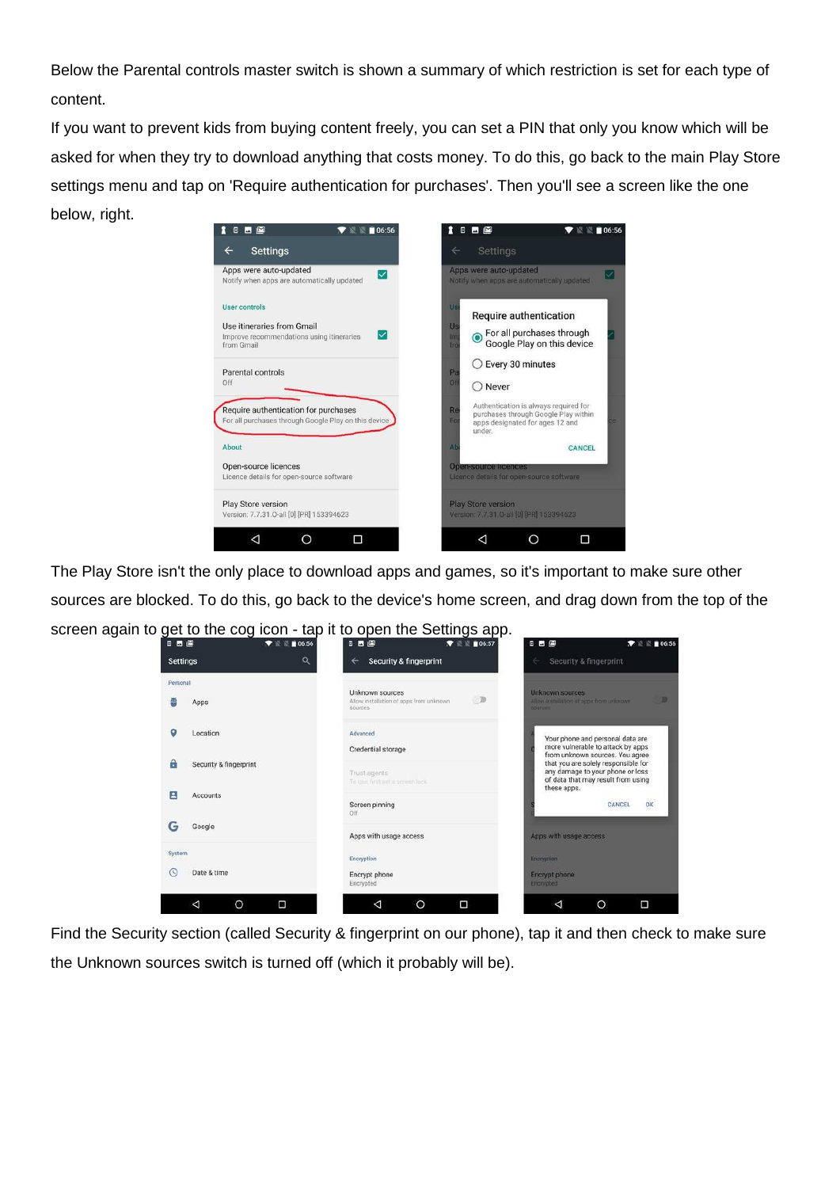Below the Parental controls master switch is shown a summary of which restriction is set for each type of content.

If you want to prevent kids from buying content freely, you can set a PIN that only you know which will be asked for when they try to download anything that costs money. To do this, go back to the main Play Store settings menu and tap on 'Require authentication for purchases'. Then you'll see a screen like the one below, right.

The Play Store isn't the only place to download apps and games, so it's important to make sure other sources are blocked. To do this, go back to the device's home screen, and drag down from the top of the screen again to get to the cog icon - tap it to open the Settings app.

Find the Security section (called Security & fingerprint on our phone), tap it and then check to make sure the Unknown sources switch is turned off (which it probably will be).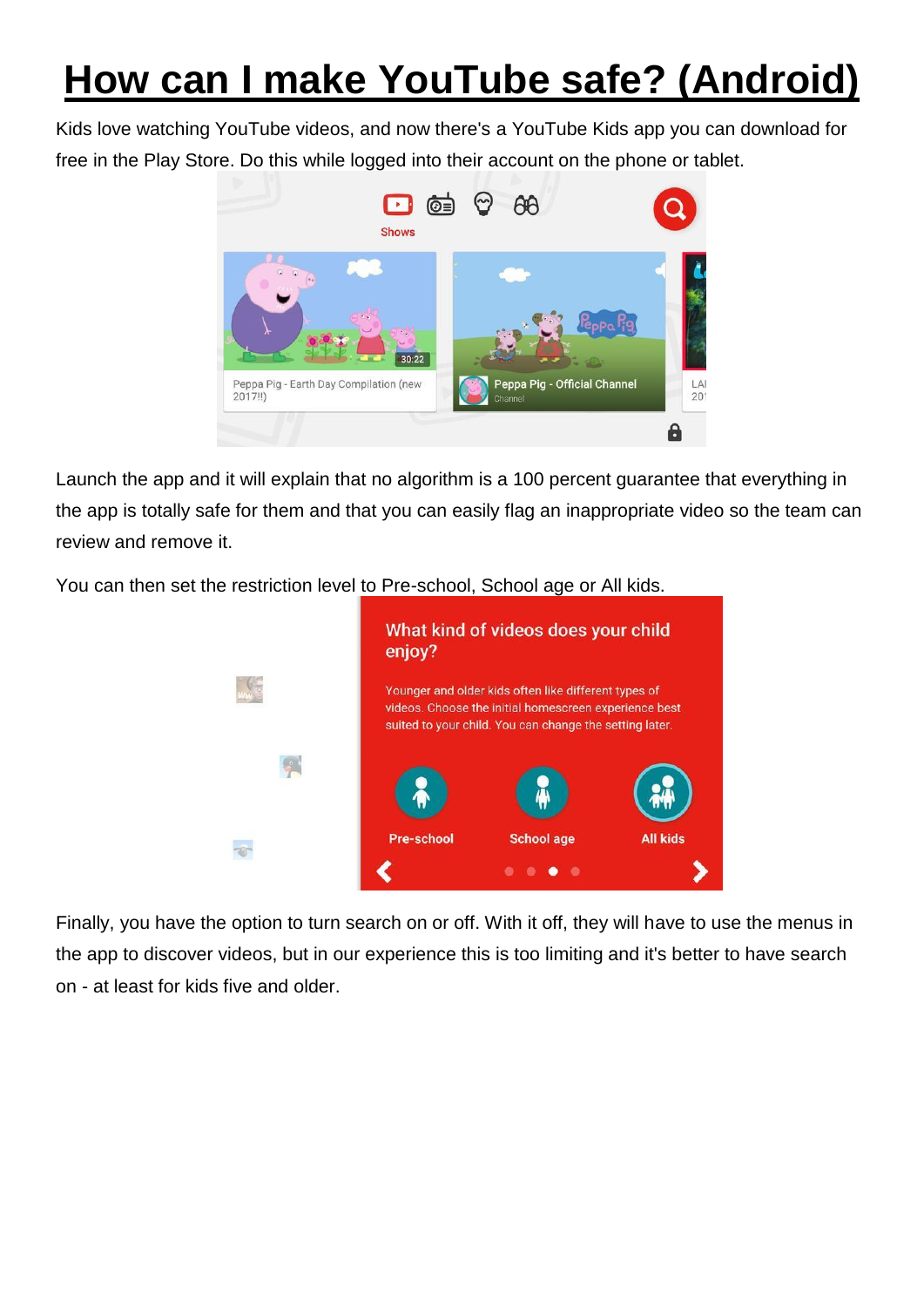# How can I make YouTube safe? (Android)

Kids love watching YouTube videos, and now there's a YouTube Kids app you can download for free in the Play Store. Do this while logged into their account on the phone or tablet.

Launch the app and it will explain that no algorithm is a 100 percent guarantee that everything in the app is totally safe for them and that you can easily flag an inappropriate video so the team can review and remove it.

You can then set the restriction level to Pre-school, School age or All kids.

Finally, you have the option to turn search on or off. With it off, they will have to use the menus in the app to discover videos, but in our experience this is too limiting and it's better to have search on - at least for kids five and older.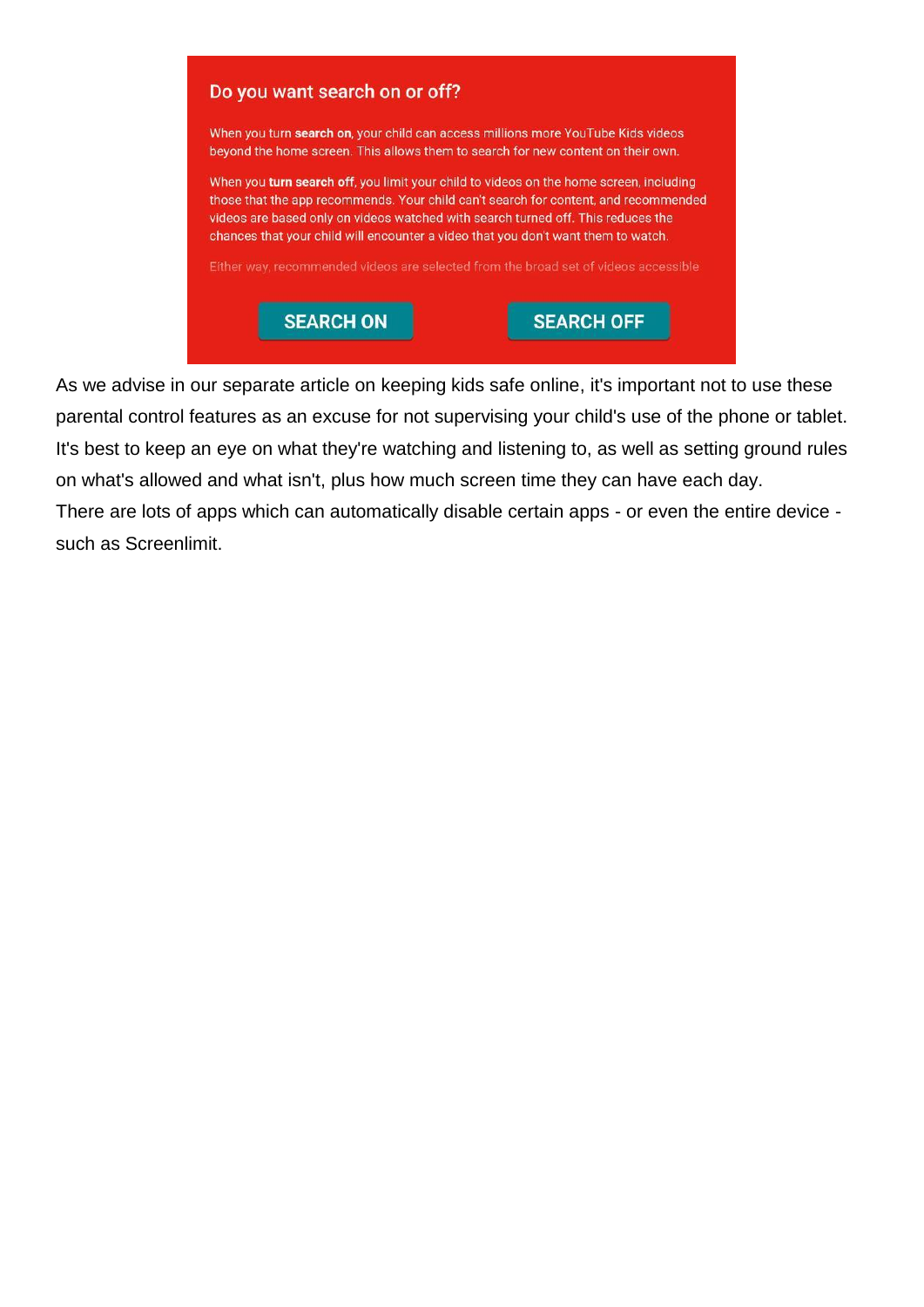**Do you want search on or off?**

When you turn **search on**, your child can access millions more YouTube Kids videos beyond the home screen. This allows them to search for new content on their own.

When you **turn search off**, you limit your child to videos on the home screen, including those that the app recommends. Your child can't search for content, and recommended videos are based only on videos watched with search turned off. This reduces the chances that your child will encounter a video that you don't want them to watch.

Either way, recommended videos are selected from the broad set of videos accessible

SEARCH ON

SEARCH OFF

As we advise in our separate article on keeping kids safe online, it's important not to use these parental control features as an excuse for not supervising your child's use of the phone or tablet. It's best to keep an eye on what they're watching and listening to, as well as setting ground rules on what's allowed and what isn't, plus how much screen time they can have each day.

There are lots of apps which can automatically disable certain apps - or even the entire device - such as Screenlimit.